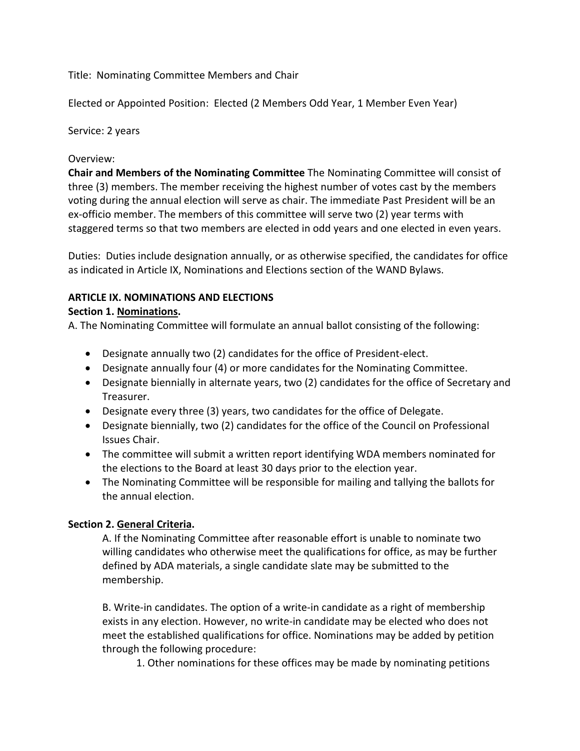Title: Nominating Committee Members and Chair

Elected or Appointed Position: Elected (2 Members Odd Year, 1 Member Even Year)

Service: 2 years

Overview:

**Chair and Members of the Nominating Committee** The Nominating Committee will consist of three (3) members. The member receiving the highest number of votes cast by the members voting during the annual election will serve as chair. The immediate Past President will be an ex-officio member. The members of this committee will serve two (2) year terms with staggered terms so that two members are elected in odd years and one elected in even years.

Duties: Duties include designation annually, or as otherwise specified, the candidates for office as indicated in Article IX, Nominations and Elections section of the WAND Bylaws.

**ARTICLE IX. NOMINATIONS AND ELECTIONS**

**Section 1. Nominations.**

A. The Nominating Committee will formulate an annual ballot consisting of the following:

- Designate annually two (2) candidates for the office of President-elect.
- Designate annually four (4) or more candidates for the Nominating Committee.
- Designate biennially in alternate years, two (2) candidates for the office of Secretary and Treasurer.
- Designate every three (3) years, two candidates for the office of Delegate.
- Designate biennially, two (2) candidates for the office of the Council on Professional Issues Chair.
- The committee will submit a written report identifying WDA members nominated for the elections to the Board at least 30 days prior to the election year.
- The Nominating Committee will be responsible for mailing and tallying the ballots for the annual election.

**Section 2. General Criteria.**

A. If the Nominating Committee after reasonable effort is unable to nominate two willing candidates who otherwise meet the qualifications for office, as may be further defined by ADA materials, a single candidate slate may be submitted to the membership.

B. Write-in candidates. The option of a write-in candidate as a right of membership exists in any election. However, no write-in candidate may be elected who does not meet the established qualifications for office. Nominations may be added by petition through the following procedure:

1. Other nominations for these offices may be made by nominating petitions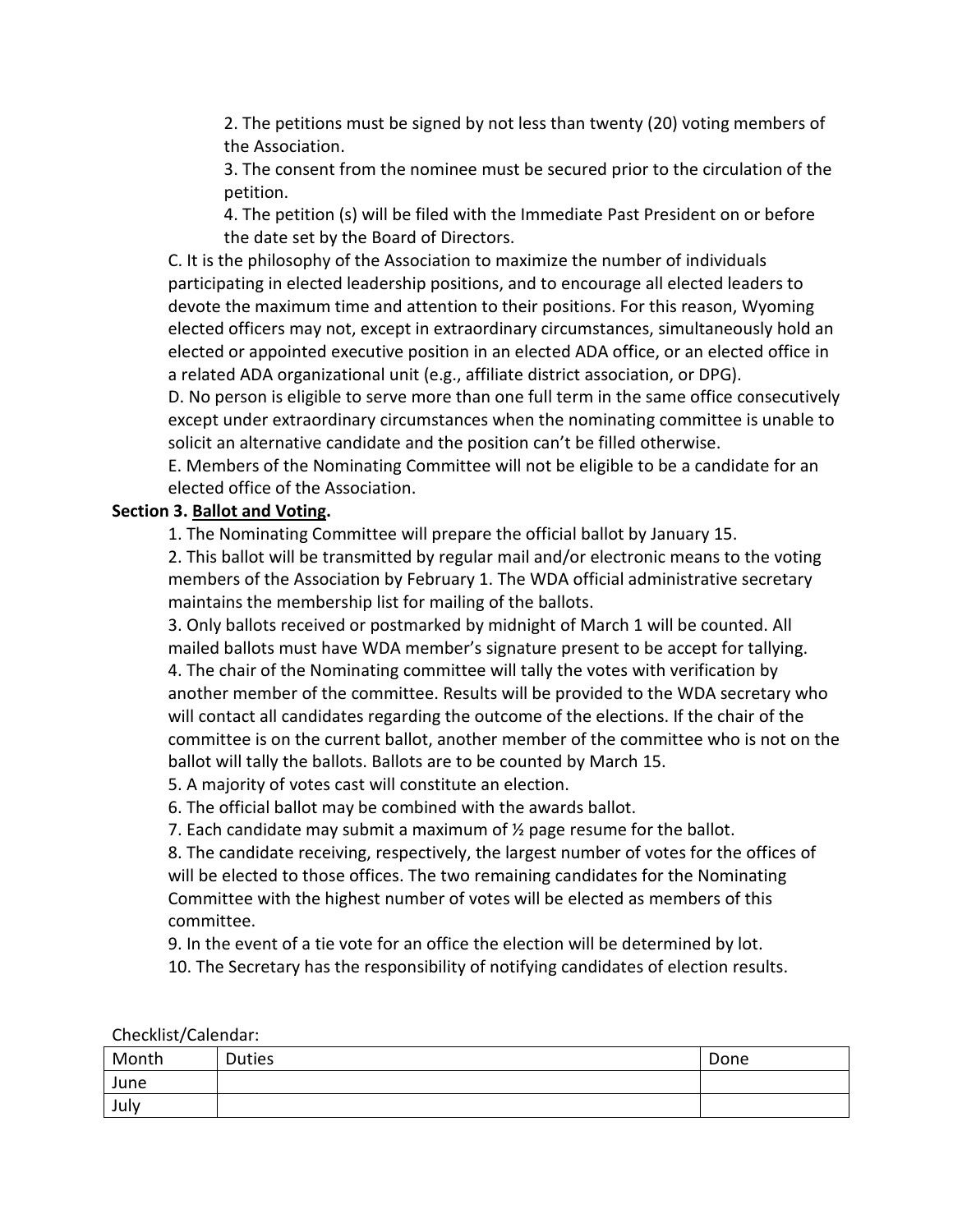2. The petitions must be signed by not less than twenty (20) voting members of the Association.

3. The consent from the nominee must be secured prior to the circulation of the petition.

4. The petition (s) will be filed with the Immediate Past President on or before the date set by the Board of Directors.

C. It is the philosophy of the Association to maximize the number of individuals participating in elected leadership positions, and to encourage all elected leaders to devote the maximum time and attention to their positions. For this reason, Wyoming elected officers may not, except in extraordinary circumstances, simultaneously hold an elected or appointed executive position in an elected ADA office, or an elected office in a related ADA organizational unit (e.g., affiliate district association, or DPG).

D. No person is eligible to serve more than one full term in the same office consecutively except under extraordinary circumstances when the nominating committee is unable to solicit an alternative candidate and the position can't be filled otherwise.

E. Members of the Nominating Committee will not be eligible to be a candidate for an elected office of the Association.

**Section 3. Ballot and Voting.**

1. The Nominating Committee will prepare the official ballot by January 15.
2. This ballot will be transmitted by regular mail and/or electronic means to the voting members of the Association by February 1. The WDA official administrative secretary maintains the membership list for mailing of the ballots.
3. Only ballots received or postmarked by midnight of March 1 will be counted. All mailed ballots must have WDA member's signature present to be accept for tallying.
4. The chair of the Nominating committee will tally the votes with verification by another member of the committee. Results will be provided to the WDA secretary who will contact all candidates regarding the outcome of the elections. If the chair of the committee is on the current ballot, another member of the committee who is not on the ballot will tally the ballots. Ballots are to be counted by March 15.
5. A majority of votes cast will constitute an election.
6. The official ballot may be combined with the awards ballot.
7. Each candidate may submit a maximum of ½ page resume for the ballot.
8. The candidate receiving, respectively, the largest number of votes for the offices of will be elected to those offices. The two remaining candidates for the Nominating Committee with the highest number of votes will be elected as members of this committee.
9. In the event of a tie vote for an office the election will be determined by lot.
10. The Secretary has the responsibility of notifying candidates of election results.

Checklist/Calendar:

| Month | Duties | Done |
|---|---|---|
| June | | |
| July | | |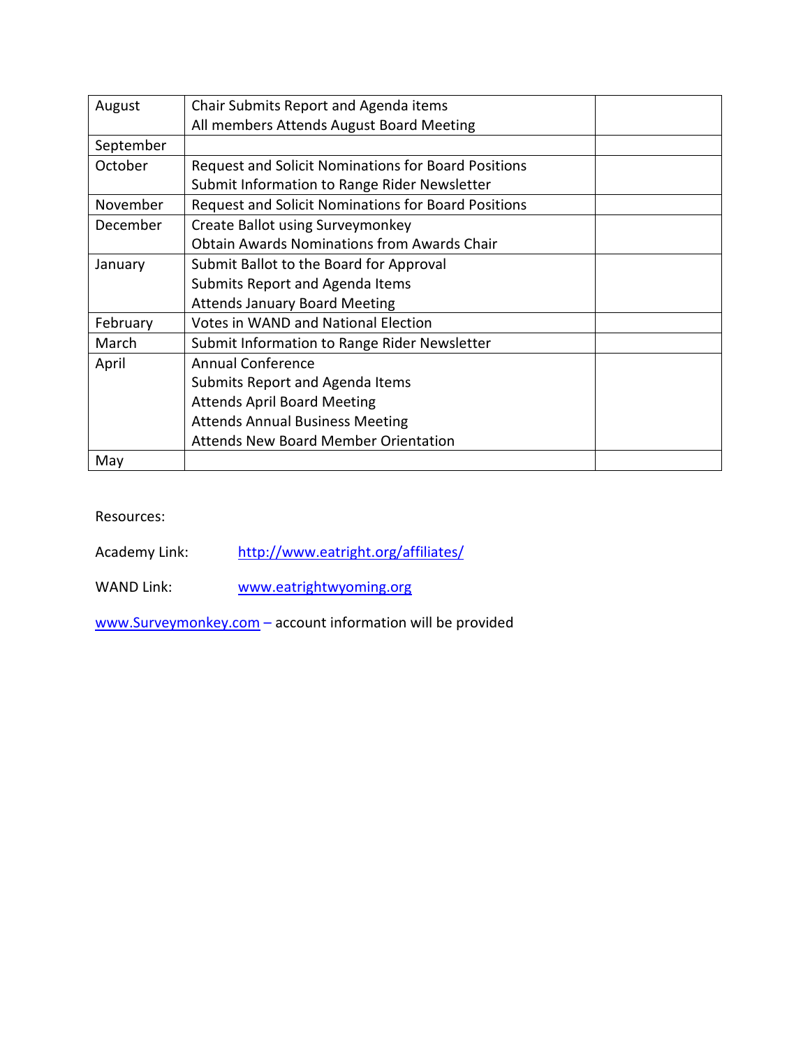| | | |
|---|---|---|
| August | Chair Submits Report and Agenda items<br>All members Attends August Board Meeting | |
| September | | |
| October | Request and Solicit Nominations for Board Positions<br>Submit Information to Range Rider Newsletter | |
| November | Request and Solicit Nominations for Board Positions | |
| December | Create Ballot using Surveymonkey<br>Obtain Awards Nominations from Awards Chair | |
| January | Submit Ballot to the Board for Approval<br>Submits Report and Agenda Items<br>Attends January Board Meeting | |
| February | Votes in WAND and National Election | |
| March | Submit Information to Range Rider Newsletter | |
| April | Annual Conference<br>Submits Report and Agenda Items<br>Attends April Board Meeting<br>Attends Annual Business Meeting<br>Attends New Board Member Orientation | |
| May | | |

Resources:

Academy Link: http://www.eatright.org/affiliates/

WAND Link: www.eatrightwyoming.org

www.Surveymonkey.com – account information will be provided